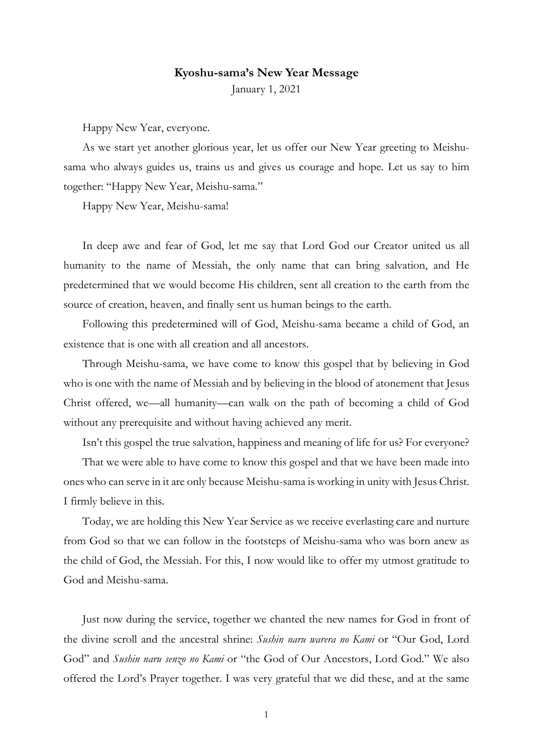**Kyoshu-sama's New Year Message**

January 1, 2021

Happy New Year, everyone.

As we start yet another glorious year, let us offer our New Year greeting to Meishu-sama who always guides us, trains us and gives us courage and hope. Let us say to him together: "Happy New Year, Meishu-sama."

Happy New Year, Meishu-sama!

In deep awe and fear of God, let me say that Lord God our Creator united us all humanity to the name of Messiah, the only name that can bring salvation, and He predetermined that we would become His children, sent all creation to the earth from the source of creation, heaven, and finally sent us human beings to the earth.

Following this predetermined will of God, Meishu-sama became a child of God, an existence that is one with all creation and all ancestors.

Through Meishu-sama, we have come to know this gospel that by believing in God who is one with the name of Messiah and by believing in the blood of atonement that Jesus Christ offered, we—all humanity—can walk on the path of becoming a child of God without any prerequisite and without having achieved any merit.

Isn't this gospel the true salvation, happiness and meaning of life for us? For everyone?

That we were able to have come to know this gospel and that we have been made into ones who can serve in it are only because Meishu-sama is working in unity with Jesus Christ. I firmly believe in this.

Today, we are holding this New Year Service as we receive everlasting care and nurture from God so that we can follow in the footsteps of Meishu-sama who was born anew as the child of God, the Messiah. For this, I now would like to offer my utmost gratitude to God and Meishu-sama.

Just now during the service, together we chanted the new names for God in front of the divine scroll and the ancestral shrine: *Sushin naru warera no Kami* or "Our God, Lord God" and *Sushin naru senzo no Kami* or "the God of Our Ancestors, Lord God." We also offered the Lord's Prayer together. I was very grateful that we did these, and at the same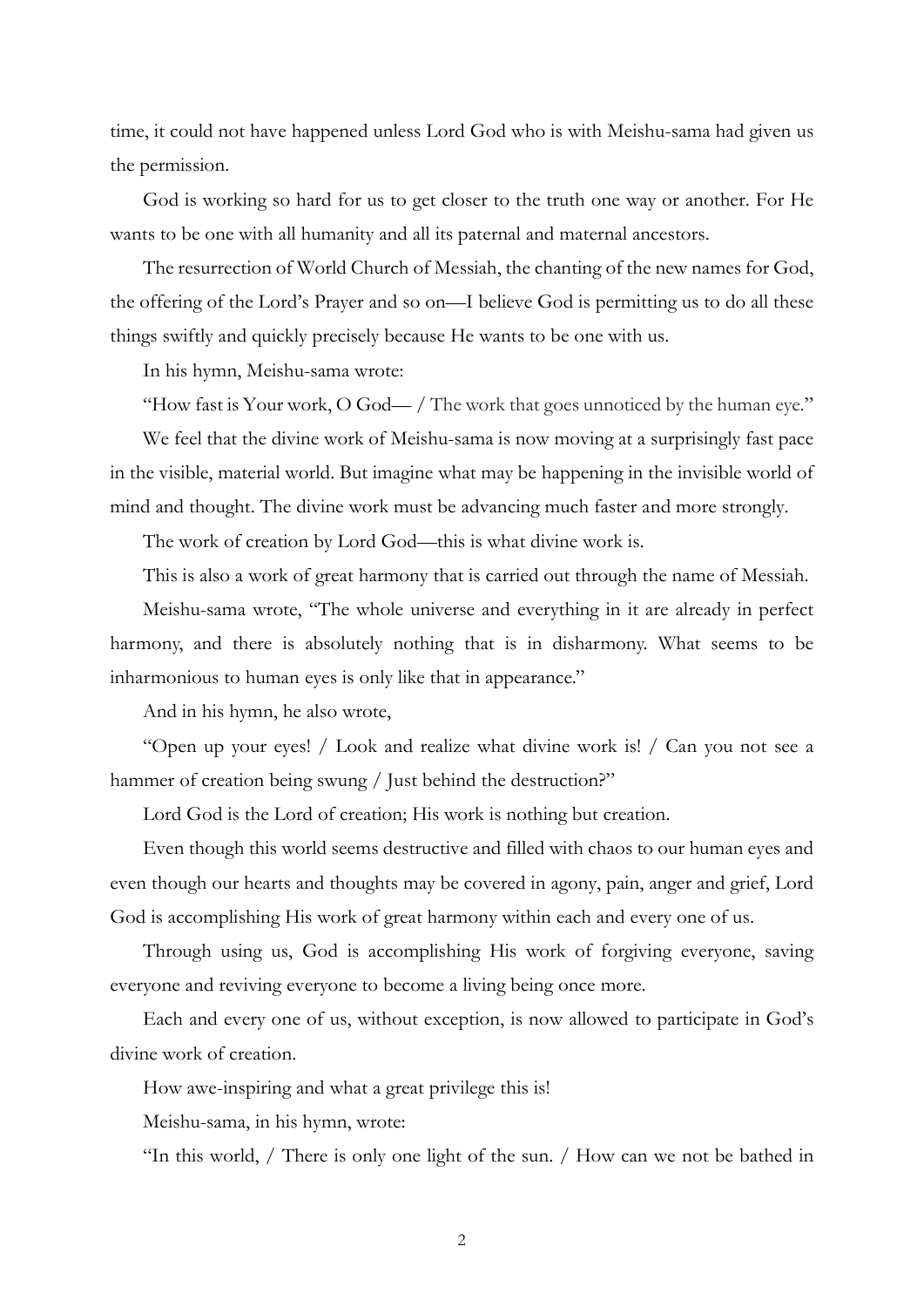time, it could not have happened unless Lord God who is with Meishu-sama had given us the permission.

God is working so hard for us to get closer to the truth one way or another. For He wants to be one with all humanity and all its paternal and maternal ancestors.

The resurrection of World Church of Messiah, the chanting of the new names for God, the offering of the Lord's Prayer and so on—I believe God is permitting us to do all these things swiftly and quickly precisely because He wants to be one with us.

In his hymn, Meishu-sama wrote:

"How fast is Your work, O God— / The work that goes unnoticed by the human eye."

We feel that the divine work of Meishu-sama is now moving at a surprisingly fast pace in the visible, material world. But imagine what may be happening in the invisible world of mind and thought. The divine work must be advancing much faster and more strongly.

The work of creation by Lord God—this is what divine work is.

This is also a work of great harmony that is carried out through the name of Messiah.

Meishu-sama wrote, "The whole universe and everything in it are already in perfect harmony, and there is absolutely nothing that is in disharmony. What seems to be inharmonious to human eyes is only like that in appearance."

And in his hymn, he also wrote,

"Open up your eyes! / Look and realize what divine work is! / Can you not see a hammer of creation being swung / Just behind the destruction?"

Lord God is the Lord of creation; His work is nothing but creation.

Even though this world seems destructive and filled with chaos to our human eyes and even though our hearts and thoughts may be covered in agony, pain, anger and grief, Lord God is accomplishing His work of great harmony within each and every one of us.

Through using us, God is accomplishing His work of forgiving everyone, saving everyone and reviving everyone to become a living being once more.

Each and every one of us, without exception, is now allowed to participate in God's divine work of creation.

How awe-inspiring and what a great privilege this is!

Meishu-sama, in his hymn, wrote:

"In this world, / There is only one light of the sun. / How can we not be bathed in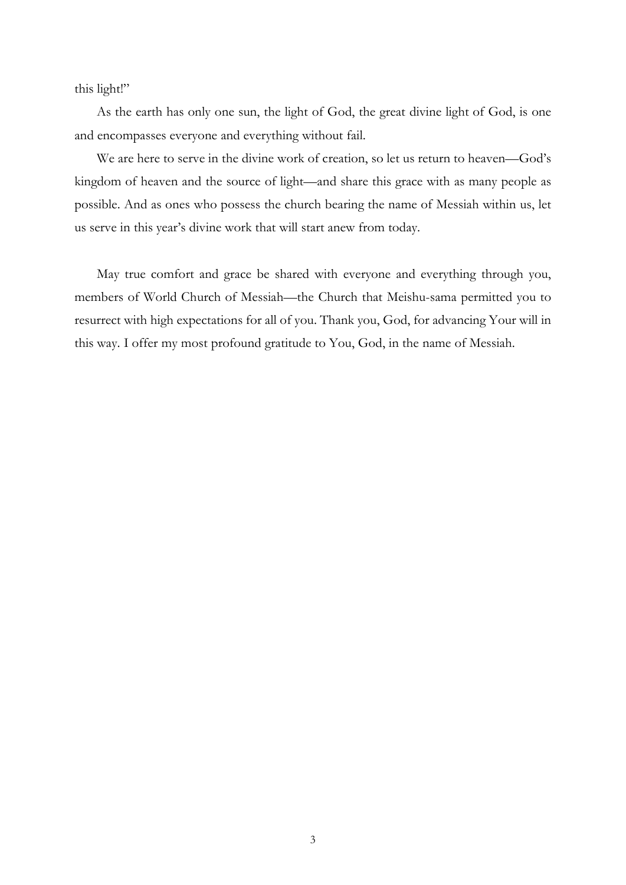this light!"

As the earth has only one sun, the light of God, the great divine light of God, is one and encompasses everyone and everything without fail.

We are here to serve in the divine work of creation, so let us return to heaven—God's kingdom of heaven and the source of light—and share this grace with as many people as possible. And as ones who possess the church bearing the name of Messiah within us, let us serve in this year's divine work that will start anew from today.

May true comfort and grace be shared with everyone and everything through you, members of World Church of Messiah—the Church that Meishu-sama permitted you to resurrect with high expectations for all of you. Thank you, God, for advancing Your will in this way. I offer my most profound gratitude to You, God, in the name of Messiah.